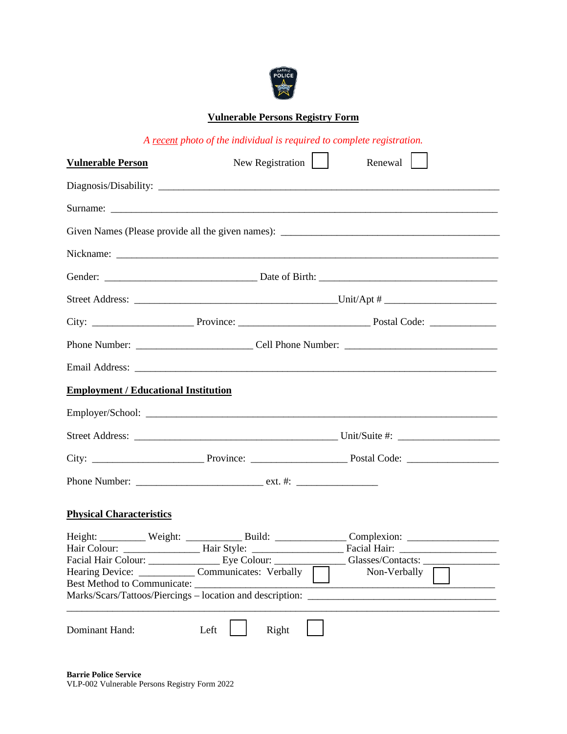# Vulnerable Persons Registry Form

*A recent photo of the individual is required to complete registration.*

**Vulnerable Person** New Registration ☐ Renewal ☐

Diagnosis/Disability: ______________________________________________

Surname: ______________________________________________

Given Names (Please provide all the given names): ______________________________

Nickname: ______________________________________________

Gender: ____________________ Date of Birth: ______________________

Street Address: __________________________ Unit/Apt # ______________

City: ______________ Province: ________________ Postal Code: __________

Phone Number: ______________ Cell Phone Number: ____________________

Email Address: ______________________________________________

## Employment / Educational Institution

Employer/School: ______________________________________________

Street Address: __________________________ Unit/Suite #: ____________

City: ______________ Province: ____________ Postal Code: ____________

Phone Number: ________________ ext. #: __________

## Physical Characteristics

Height: ______ Weight: _______ Build: _________ Complexion: ___________
Hair Colour: __________ Hair Style: ___________ Facial Hair: ____________
Facial Hair Colour: _________ Eye Colour: _________ Glasses/Contacts: ________
Hearing Device: _______ Communicates: Verbally ☐ Non-Verbally ☐
Best Method to Communicate: ______________________________________
Marks/Scars/Tattoos/Piercings – location and description: _______________________
______________________________________________________________

Dominant Hand: Left ☐ Right ☐

**Barrie Police Service**
VLP-002 Vulnerable Persons Registry Form 2022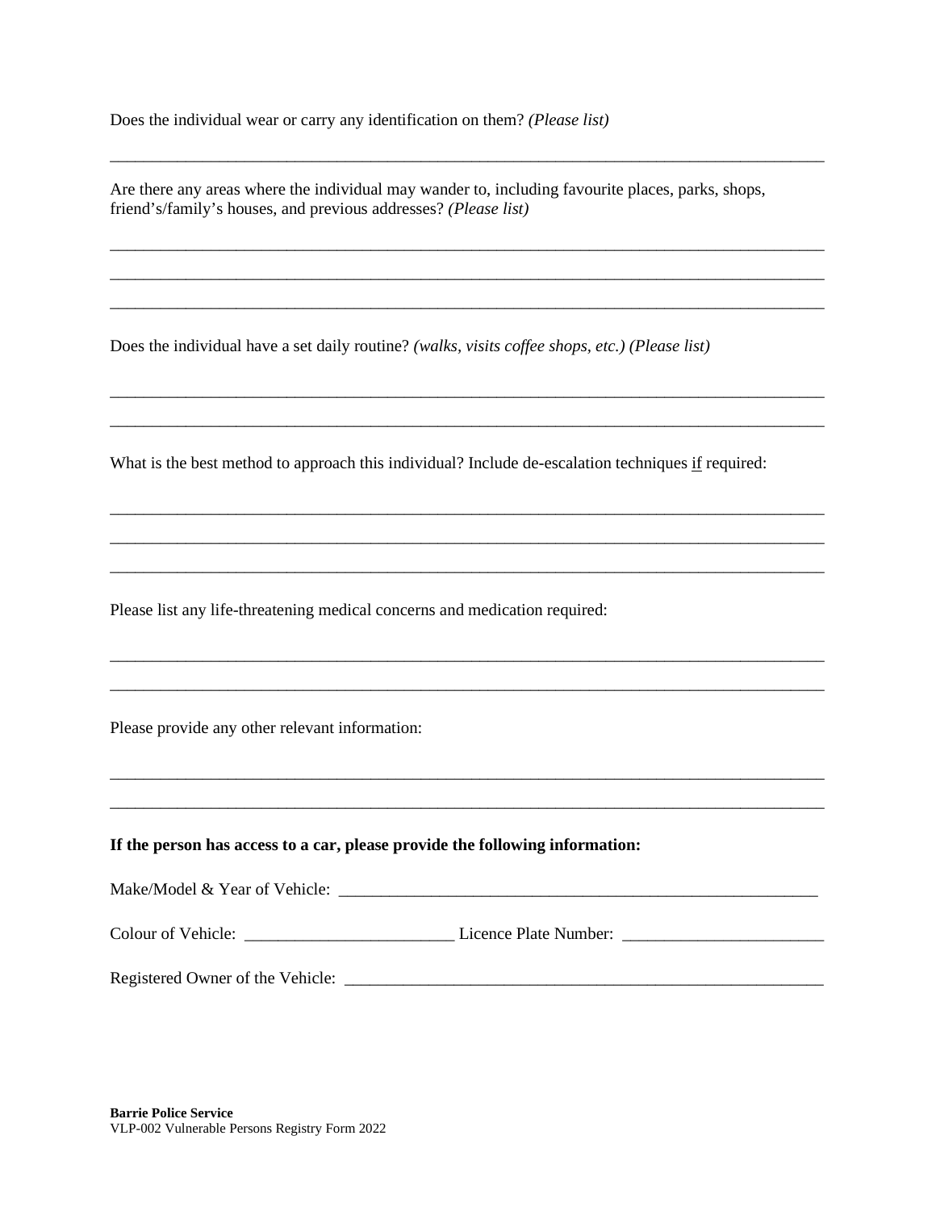Does the individual wear or carry any identification on them? *(Please list)*

______________________________________________________________________________

Are there any areas where the individual may wander to, including favourite places, parks, shops, friend's/family's houses, and previous addresses? *(Please list)*

______________________________________________________________________________

______________________________________________________________________________

______________________________________________________________________________

Does the individual have a set daily routine? *(walks, visits coffee shops, etc.) (Please list)*

______________________________________________________________________________

______________________________________________________________________________

What is the best method to approach this individual? Include de-escalation techniques <u>if</u> required:

______________________________________________________________________________

______________________________________________________________________________

______________________________________________________________________________

Please list any life-threatening medical concerns and medication required:

______________________________________________________________________________

______________________________________________________________________________

Please provide any other relevant information:

______________________________________________________________________________

______________________________________________________________________________

**If the person has access to a car, please provide the following information:**

Make/Model & Year of Vehicle: ____________________________________________________

Colour of Vehicle: ________________________ Licence Plate Number: _______________________

Registered Owner of the Vehicle: ___________________________________________________

**Barrie Police Service**
VLP-002 Vulnerable Persons Registry Form 2022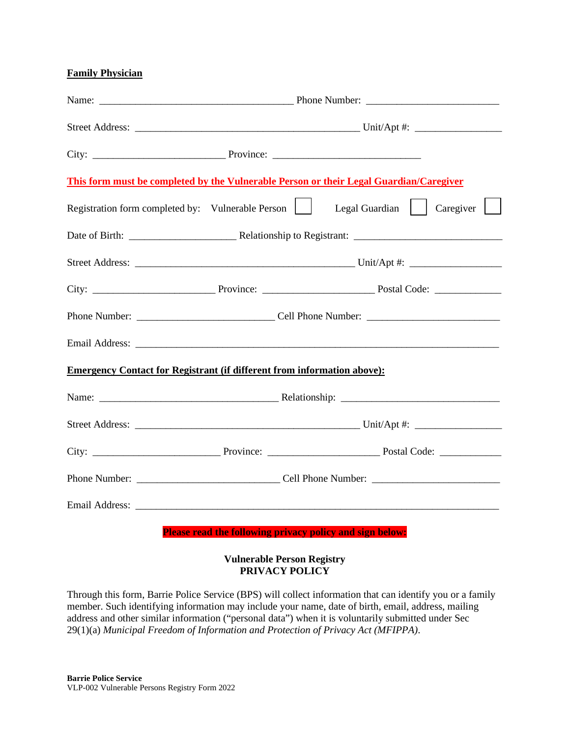**Family Physician**

Name: ______________________________________ Phone Number: _________________________

Street Address: ____________________________________________ Unit/Apt #: ________________

City: _________________________ Province: ____________________________

**This form must be completed by the Vulnerable Person or their Legal Guardian/Caregiver**

Registration form completed by: Vulnerable Person ☐ Legal Guardian ☐ Caregiver ☐

Date of Birth: ____________________ Relationship to Registrant: ____________________________

Street Address: ___________________________________________ Unit/Apt #: _________________

City: _______________________ Province: _____________________ Postal Code: ____________

Phone Number: __________________________ Cell Phone Number: _________________________

Email Address: _______________________________________________________________________

**Emergency Contact for Registrant (if different from information above):**

Name: ___________________________________ Relationship: ______________________________

Street Address: ____________________________________________ Unit/Apt #: ________________

City: ________________________ Province: _____________________ Postal Code: ___________

Phone Number: ___________________________ Cell Phone Number: ________________________

Email Address: _______________________________________________________________________

**Please read the following privacy policy and sign below:**

**Vulnerable Person Registry**
**PRIVACY POLICY**

Through this form, Barrie Police Service (BPS) will collect information that can identify you or a family member. Such identifying information may include your name, date of birth, email, address, mailing address and other similar information ("personal data") when it is voluntarily submitted under Sec 29(1)(a) *Municipal Freedom of Information and Protection of Privacy Act (MFIPPA)*.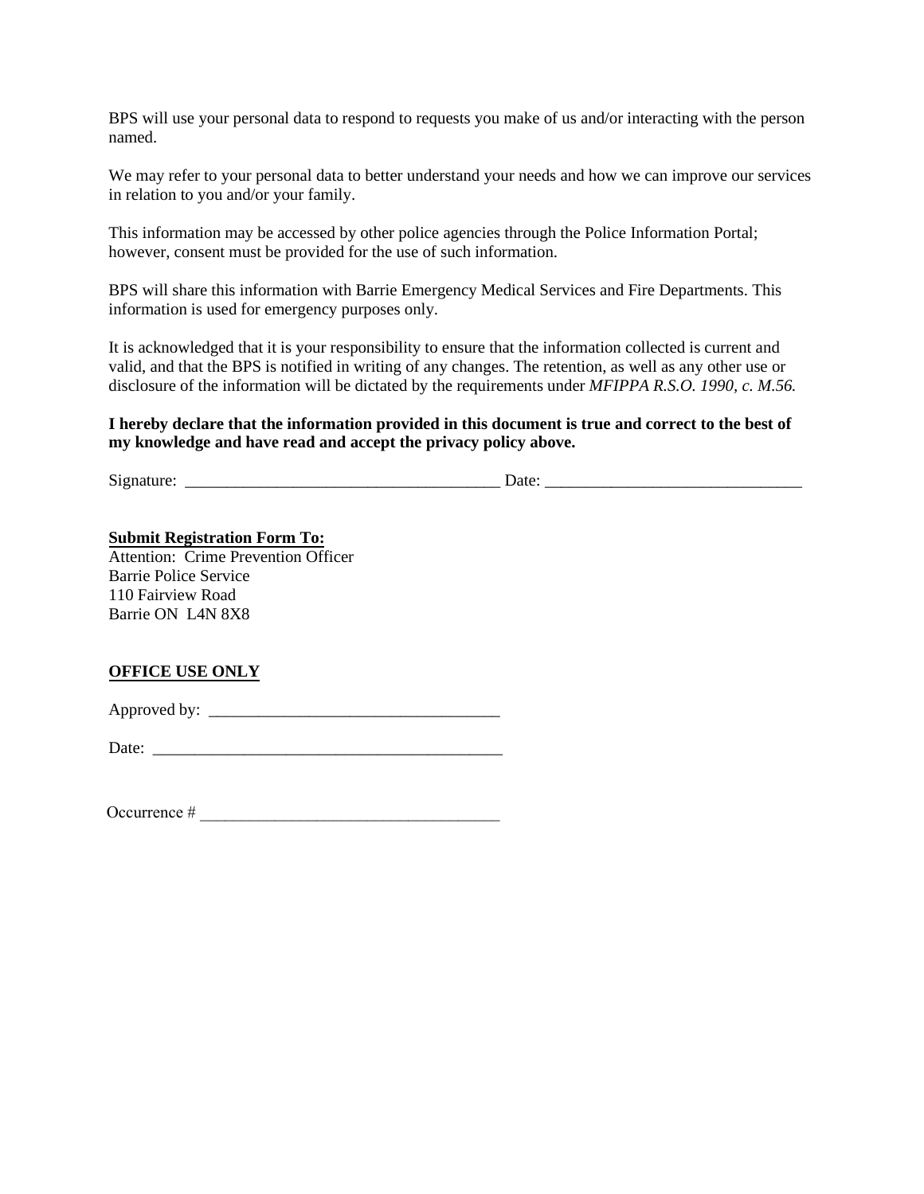BPS will use your personal data to respond to requests you make of us and/or interacting with the person named.

We may refer to your personal data to better understand your needs and how we can improve our services in relation to you and/or your family.

This information may be accessed by other police agencies through the Police Information Portal; however, consent must be provided for the use of such information.

BPS will share this information with Barrie Emergency Medical Services and Fire Departments. This information is used for emergency purposes only.

It is acknowledged that it is your responsibility to ensure that the information collected is current and valid, and that the BPS is notified in writing of any changes. The retention, as well as any other use or disclosure of the information will be dictated by the requirements under *MFIPPA R.S.O. 1990, c. M.56.*

**I hereby declare that the information provided in this document is true and correct to the best of my knowledge and have read and accept the privacy policy above.**

Signature: ______________________________________ Date: ______________________________

**Submit Registration Form To:**
Attention: Crime Prevention Officer
Barrie Police Service
110 Fairview Road
Barrie ON L4N 8X8

**OFFICE USE ONLY**

Approved by: ___________________________________

Date: ___________________________________________

Occurrence # ____________________________________